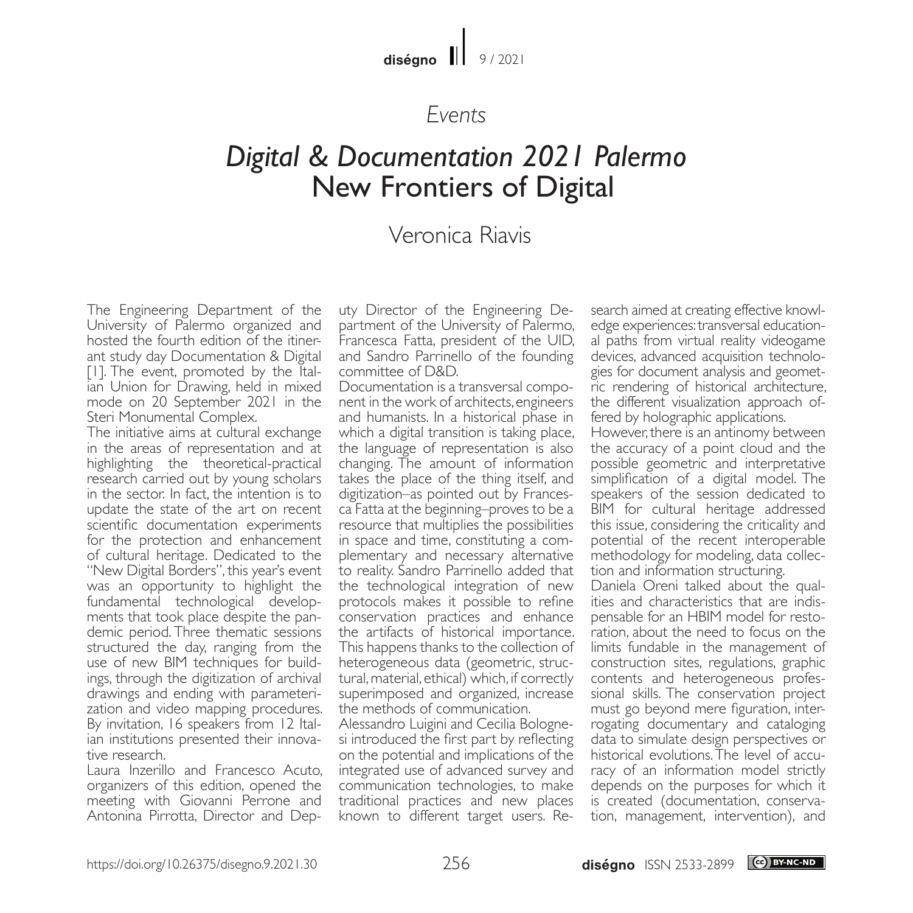*Events*

# *Digital & Documentation 2021 Palermo* New Frontiers of Digital

## Veronica Riavis

The Engineering Department of the University of Palermo organized and hosted the fourth edition of the itinerant study day Documentation & Digital [1]. The event, promoted by the Italian Union for Drawing, held in mixed mode on 20 September 2021 in the Steri Monumental Complex.

The initiative aims at cultural exchange in the areas of representation and at highlighting the theoretical-practical research carried out by young scholars in the sector. In fact, the intention is to update the state of the art on recent scientific documentation experiments for the protection and enhancement of cultural heritage. Dedicated to the "New Digital Borders", this year's event was an opportunity to highlight the fundamental technological developments that took place despite the pandemic period. Three thematic sessions structured the day, ranging from the use of new BIM techniques for buildings, through the digitization of archival drawings and ending with parameterization and video mapping procedures. By invitation, 16 speakers from 12 Italian institutions presented their innovative research.

Laura Inzerillo and Francesco Acuto, organizers of this edition, opened the meeting with Giovanni Perrone and Antonina Pirrotta, Director and Deputy Director of the Engineering Department of the University of Palermo, Francesca Fatta, president of the UID, and Sandro Parrinello of the founding committee of D&D.

Documentation is a transversal component in the work of architects, engineers and humanists. In a historical phase in which a digital transition is taking place, the language of representation is also changing. The amount of information takes the place of the thing itself, and digitization–as pointed out by Francesca Fatta at the beginning–proves to be a resource that multiplies the possibilities in space and time, constituting a complementary and necessary alternative to reality. Sandro Parrinello added that the technological integration of new protocols makes it possible to refine conservation practices and enhance the artifacts of historical importance. This happens thanks to the collection of heterogeneous data (geometric, structural, material, ethical) which, if correctly superimposed and organized, increase the methods of communication.

Alessandro Luigini and Cecilia Bolognesi introduced the first part by reflecting on the potential and implications of the integrated use of advanced survey and communication technologies, to make traditional practices and new places known to different target users. Research aimed at creating effective knowledge experiences: transversal educational paths from virtual reality videogame devices, advanced acquisition technologies for document analysis and geometric rendering of historical architecture, the different visualization approach offered by holographic applications.

However, there is an antinomy between the accuracy of a point cloud and the possible geometric and interpretative simplification of a digital model. The speakers of the session dedicated to BIM for cultural heritage addressed this issue, considering the criticality and potential of the recent interoperable methodology for modeling, data collection and information structuring.

Daniela Oreni talked about the qualities and characteristics that are indispensable for an HBIM model for restoration, about the need to focus on the limits fundable in the management of construction sites, regulations, graphic contents and heterogeneous professional skills. The conservation project must go beyond mere figuration, interrogating documentary and cataloging data to simulate design perspectives or historical evolutions. The level of accuracy of an information model strictly depends on the purposes for which it is created (documentation, conservation, management, intervention), and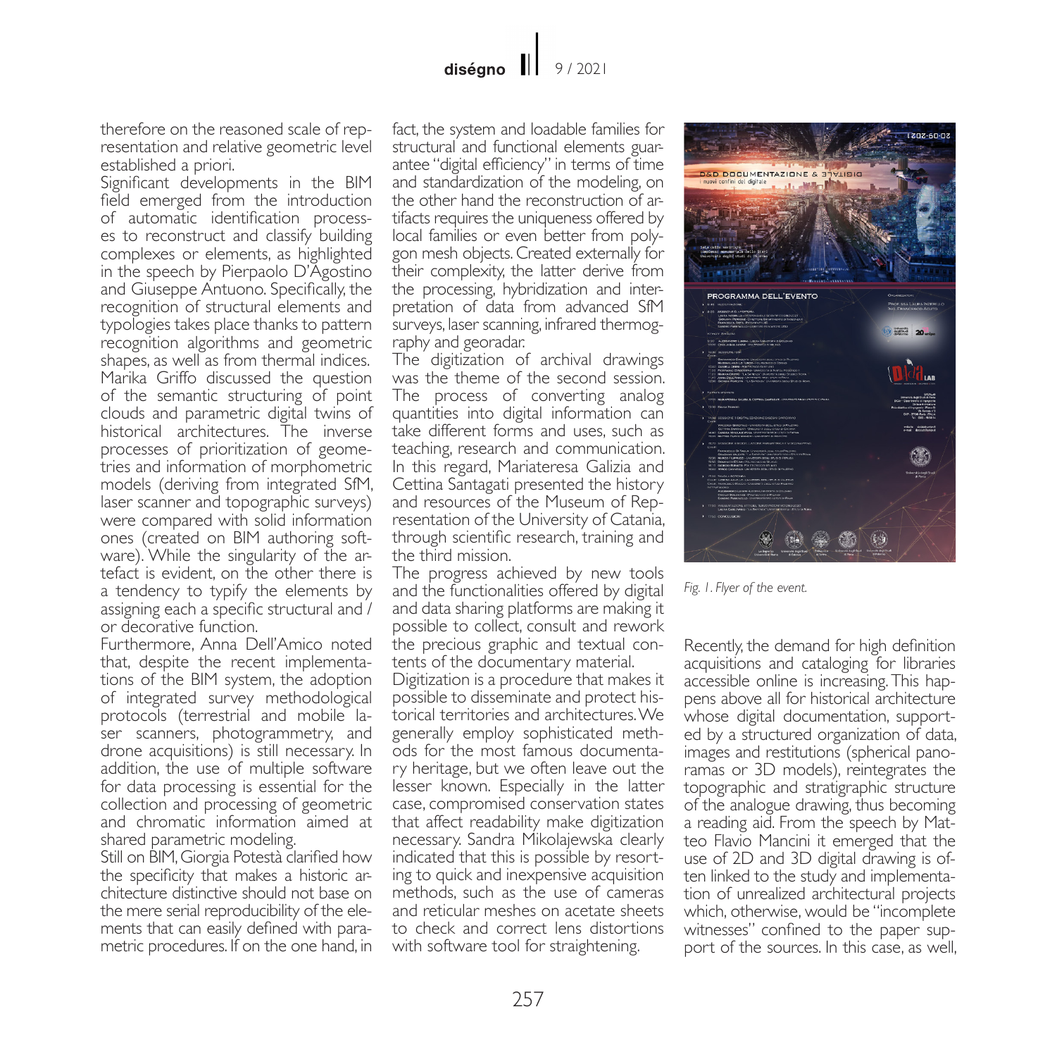therefore on the reasoned scale of representation and relative geometric level established a priori.

Significant developments in the BIM field emerged from the introduction of automatic identification processes to reconstruct and classify building complexes or elements, as highlighted in the speech by Pierpaolo D'Agostino and Giuseppe Antuono. Specifically, the recognition of structural elements and typologies takes place thanks to pattern recognition algorithms and geometric shapes, as well as from thermal indices. Marika Griffo discussed the question of the semantic structuring of point clouds and parametric digital twins of historical architectures. The inverse processes of prioritization of geometries and information of morphometric models (deriving from integrated SfM, laser scanner and topographic surveys) were compared with solid information ones (created on BIM authoring software). While the singularity of the artefact is evident, on the other there is a tendency to typify the elements by assigning each a specific structural and / or decorative function.

Furthermore, Anna Dell'Amico noted that, despite the recent implementations of the BIM system, the adoption of integrated survey methodological protocols (terrestrial and mobile laser scanners, photogrammetry, and drone acquisitions) is still necessary. In addition, the use of multiple software for data processing is essential for the collection and processing of geometric and chromatic information aimed at shared parametric modeling.

Still on BIM, Giorgia Potestà clarified how the specificity that makes a historic architecture distinctive should not base on the mere serial reproducibility of the elements that can easily defined with parametric procedures. If on the one hand, in fact, the system and loadable families for structural and functional elements guarantee "digital efficiency" in terms of time and standardization of the modeling, on the other hand the reconstruction of artifacts requires the uniqueness offered by local families or even better from polygon mesh objects. Created externally for their complexity, the latter derive from the processing, hybridization and interpretation of data from advanced SfM surveys, laser scanning, infrared thermography and georadar.

The digitization of archival drawings was the theme of the second session. The process of converting analog quantities into digital information can take different forms and uses, such as teaching, research and communication. In this regard, Mariateresa Galizia and Cettina Santagati presented the history and resources of the Museum of Representation of the University of Catania, through scientific research, training and the third mission.

The progress achieved by new tools and the functionalities offered by digital and data sharing platforms are making it possible to collect, consult and rework the precious graphic and textual contents of the documentary material.

Digitization is a procedure that makes it possible to disseminate and protect historical territories and architectures. We generally employ sophisticated methods for the most famous documentary heritage, but we often leave out the lesser known. Especially in the latter case, compromised conservation states that affect readability make digitization necessary. Sandra Mikolajewska clearly indicated that this is possible by resorting to quick and inexpensive acquisition methods, such as the use of cameras and reticular meshes on acetate sheets to check and correct lens distortions with software tool for straightening.

*Fig. 1. Flyer of the event.*

Recently, the demand for high definition acquisitions and cataloging for libraries accessible online is increasing. This happens above all for historical architecture whose digital documentation, supported by a structured organization of data, images and restitutions (spherical panoramas or 3D models), reintegrates the topographic and stratigraphic structure of the analogue drawing, thus becoming a reading aid. From the speech by Matteo Flavio Mancini it emerged that the use of 2D and 3D digital drawing is often linked to the study and implementation of unrealized architectural projects which, otherwise, would be "incomplete witnesses" confined to the paper support of the sources. In this case, as well,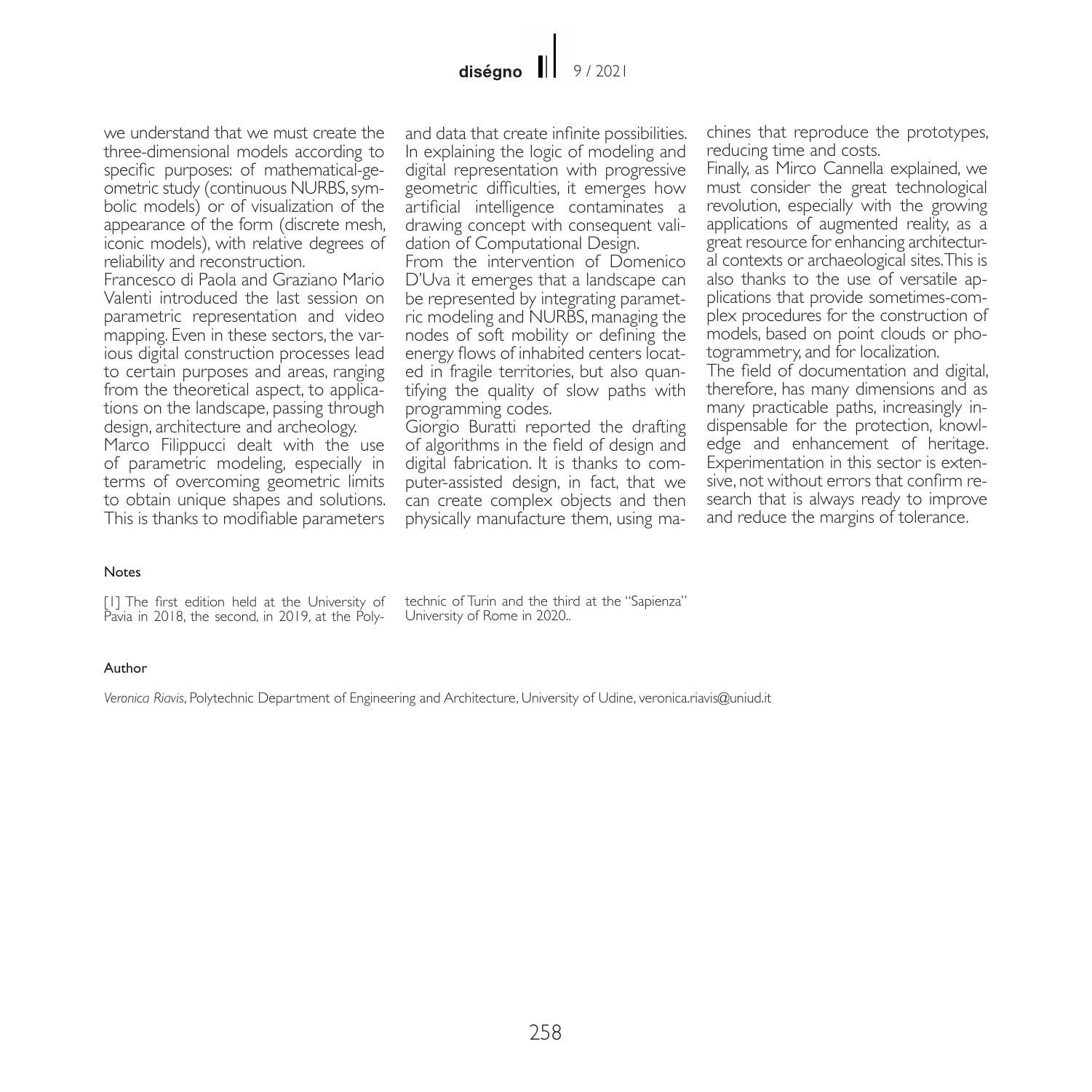we understand that we must create the three-dimensional models according to specific purposes: of mathematical-geometric study (continuous NURBS, symbolic models) or of visualization of the appearance of the form (discrete mesh, iconic models), with relative degrees of reliability and reconstruction.

Francesco di Paola and Graziano Mario Valenti introduced the last session on parametric representation and video mapping. Even in these sectors, the various digital construction processes lead to certain purposes and areas, ranging from the theoretical aspect, to applications on the landscape, passing through design, architecture and archeology.

Marco Filippucci dealt with the use of parametric modeling, especially in terms of overcoming geometric limits to obtain unique shapes and solutions. This is thanks to modifiable parameters and data that create infinite possibilities. In explaining the logic of modeling and digital representation with progressive geometric difficulties, it emerges how artificial intelligence contaminates a drawing concept with consequent validation of Computational Design.

From the intervention of Domenico D'Uva it emerges that a landscape can be represented by integrating parametric modeling and NURBS, managing the nodes of soft mobility or defining the energy flows of inhabited centers located in fragile territories, but also quantifying the quality of slow paths with programming codes.

Giorgio Buratti reported the drafting of algorithms in the field of design and digital fabrication. It is thanks to computer-assisted design, in fact, that we can create complex objects and then physically manufacture them, using machines that reproduce the prototypes, reducing time and costs.

Finally, as Mirco Cannella explained, we must consider the great technological revolution, especially with the growing applications of augmented reality, as a great resource for enhancing architectural contexts or archaeological sites. This is also thanks to the use of versatile applications that provide sometimes-complex procedures for the construction of models, based on point clouds or photogrammetry, and for localization.

The field of documentation and digital, therefore, has many dimensions and as many practicable paths, increasingly indispensable for the protection, knowledge and enhancement of heritage. Experimentation in this sector is extensive, not without errors that confirm research that is always ready to improve and reduce the margins of tolerance.

#### Notes

[1] The first edition held at the University of Pavia in 2018, the second, in 2019, at the Polytechnic of Turin and the third at the "Sapienza" University of Rome in 2020..

#### Author

*Veronica Riavis*, Polytechnic Department of Engineering and Architecture, University of Udine, veronica.riavis@uniud.it